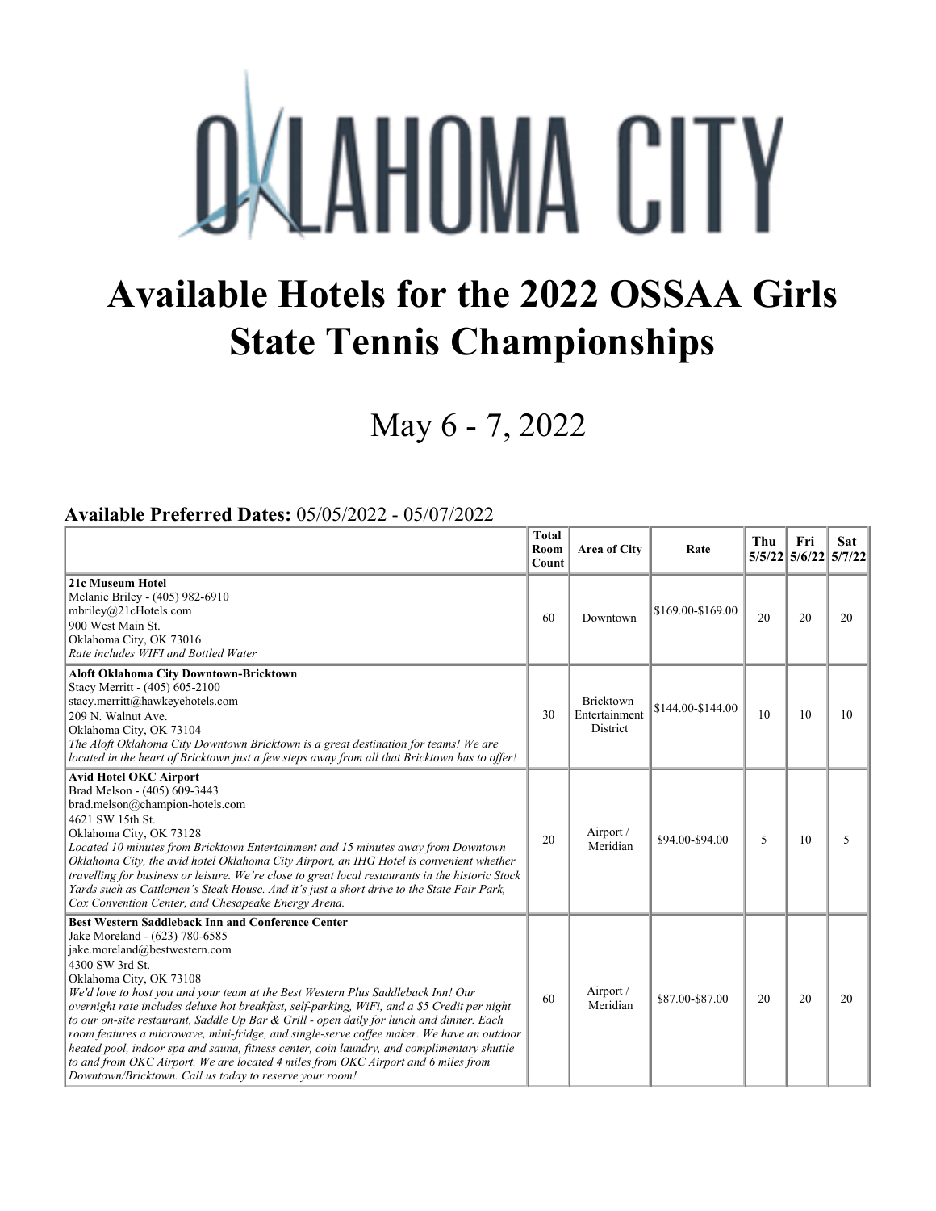# OKLAHOMA CITY

# Available Hotels for the 2022 OSSAA Girls State Tennis Championships

## May 6 - 7, 2022

**Available Preferred Dates:** 05/05/2022 - 05/07/2022

| | Total Room Count | Area of City | Rate | Thu 5/5/22 | Fri 5/6/22 | Sat 5/7/22 |
|---|---|---|---|---|---|---|
| **21c Museum Hotel**<br>Melanie Briley - (405) 982-6910<br>mbriley@21cHotels.com<br>900 West Main St.<br>Oklahoma City, OK 73016<br>*Rate includes WIFI and Bottled Water* | 60 | Downtown | $169.00-$169.00 | 20 | 20 | 20 |
| **Aloft Oklahoma City Downtown-Bricktown**<br>Stacy Merritt - (405) 605-2100<br>stacy.merritt@hawkeyehotels.com<br>209 N. Walnut Ave.<br>Oklahoma City, OK 73104<br>*The Aloft Oklahoma City Downtown Bricktown is a great destination for teams! We are located in the heart of Bricktown just a few steps away from all that Bricktown has to offer!* | 30 | Bricktown Entertainment District | $144.00-$144.00 | 10 | 10 | 10 |
| **Avid Hotel OKC Airport**<br>Brad Melson - (405) 609-3443<br>brad.melson@champion-hotels.com<br>4621 SW 15th St.<br>Oklahoma City, OK 73128<br>*Located 10 minutes from Bricktown Entertainment and 15 minutes away from Downtown Oklahoma City, the avid hotel Oklahoma City Airport, an IHG Hotel is convenient whether travelling for business or leisure. We're close to great local restaurants in the historic Stock Yards such as Cattlemen's Steak House. And it's just a short drive to the State Fair Park, Cox Convention Center, and Chesapeake Energy Arena.* | 20 | Airport / Meridian | $94.00-$94.00 | 5 | 10 | 5 |
| **Best Western Saddleback Inn and Conference Center**<br>Jake Moreland - (623) 780-6585<br>jake.moreland@bestwestern.com<br>4300 SW 3rd St.<br>Oklahoma City, OK 73108<br>*We'd love to host you and your team at the Best Western Plus Saddleback Inn! Our overnight rate includes deluxe hot breakfast, self-parking, WiFi, and a $5 Credit per night to our on-site restaurant, Saddle Up Bar & Grill - open daily for lunch and dinner. Each room features a microwave, mini-fridge, and single-serve coffee maker. We have an outdoor heated pool, indoor spa and sauna, fitness center, coin laundry, and complimentary shuttle to and from OKC Airport. We are located 4 miles from OKC Airport and 6 miles from Downtown/Bricktown. Call us today to reserve your room!* | 60 | Airport / Meridian | $87.00-$87.00 | 20 | 20 | 20 |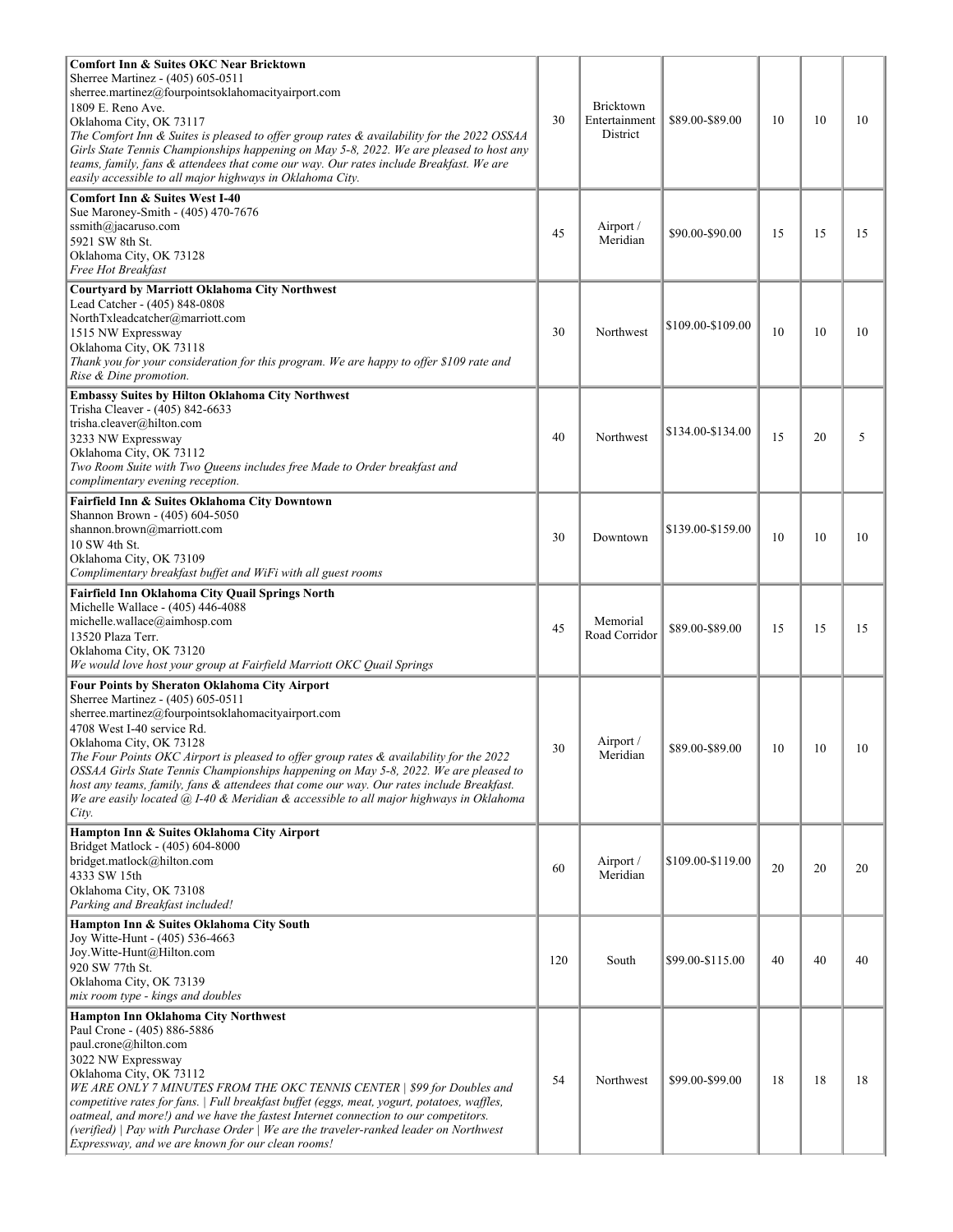| | | | | | | |
|---|---|---|---|---|---|---|
| **Comfort Inn & Suites OKC Near Bricktown**<br>Sherree Martinez - (405) 605-0511<br>sherree.martinez@fourpointsoklahomacityairport.com<br>1809 E. Reno Ave.<br>Oklahoma City, OK 73117<br>*The Comfort Inn & Suites is pleased to offer group rates & availability for the 2022 OSSAA Girls State Tennis Championships happening on May 5-8, 2022. We are pleased to host any teams, family, fans & attendees that come our way. Our rates include Breakfast. We are easily accessible to all major highways in Oklahoma City.* | 30 | Bricktown Entertainment District | \$89.00-\$89.00 | 10 | 10 | 10 |
| **Comfort Inn & Suites West I-40**<br>Sue Maroney-Smith - (405) 470-7676<br>ssmith@jacaruso.com<br>5921 SW 8th St.<br>Oklahoma City, OK 73128<br>*Free Hot Breakfast* | 45 | Airport / Meridian | \$90.00-\$90.00 | 15 | 15 | 15 |
| **Courtyard by Marriott Oklahoma City Northwest**<br>Lead Catcher - (405) 848-0808<br>NorthTxleadcatcher@marriott.com<br>1515 NW Expressway<br>Oklahoma City, OK 73118<br>*Thank you for your consideration for this program. We are happy to offer \$109 rate and Rise & Dine promotion.* | 30 | Northwest | \$109.00-\$109.00 | 10 | 10 | 10 |
| **Embassy Suites by Hilton Oklahoma City Northwest**<br>Trisha Cleaver - (405) 842-6633<br>trisha.cleaver@hilton.com<br>3233 NW Expressway<br>Oklahoma City, OK 73112<br>*Two Room Suite with Two Queens includes free Made to Order breakfast and complimentary evening reception.* | 40 | Northwest | \$134.00-\$134.00 | 15 | 20 | 5 |
| **Fairfield Inn & Suites Oklahoma City Downtown**<br>Shannon Brown - (405) 604-5050<br>shannon.brown@marriott.com<br>10 SW 4th St.<br>Oklahoma City, OK 73109<br>*Complimentary breakfast buffet and WiFi with all guest rooms* | 30 | Downtown | \$139.00-\$159.00 | 10 | 10 | 10 |
| **Fairfield Inn Oklahoma City Quail Springs North**<br>Michelle Wallace - (405) 446-4088<br>michelle.wallace@aimhosp.com<br>13520 Plaza Terr.<br>Oklahoma City, OK 73120<br>*We would love host your group at Fairfield Marriott OKC Quail Springs* | 45 | Memorial Road Corridor | \$89.00-\$89.00 | 15 | 15 | 15 |
| **Four Points by Sheraton Oklahoma City Airport**<br>Sherree Martinez - (405) 605-0511<br>sherree.martinez@fourpointsoklahomacityairport.com<br>4708 West I-40 service Rd.<br>Oklahoma City, OK 73128<br>*The Four Points OKC Airport is pleased to offer group rates & availability for the 2022 OSSAA Girls State Tennis Championships happening on May 5-8, 2022. We are pleased to host any teams, family, fans & attendees that come our way. Our rates include Breakfast. We are easily located @ I-40 & Meridian & accessible to all major highways in Oklahoma City.* | 30 | Airport / Meridian | \$89.00-\$89.00 | 10 | 10 | 10 |
| **Hampton Inn & Suites Oklahoma City Airport**<br>Bridget Matlock - (405) 604-8000<br>bridget.matlock@hilton.com<br>4333 SW 15th<br>Oklahoma City, OK 73108<br>*Parking and Breakfast included!* | 60 | Airport / Meridian | \$109.00-\$119.00 | 20 | 20 | 20 |
| **Hampton Inn & Suites Oklahoma City South**<br>Joy Witte-Hunt - (405) 536-4663<br>Joy.Witte-Hunt@Hilton.com<br>920 SW 77th St.<br>Oklahoma City, OK 73139<br>*mix room type - kings and doubles* | 120 | South | \$99.00-\$115.00 | 40 | 40 | 40 |
| **Hampton Inn Oklahoma City Northwest**<br>Paul Crone - (405) 886-5886<br>paul.crone@hilton.com<br>3022 NW Expressway<br>Oklahoma City, OK 73112<br>*WE ARE ONLY 7 MINUTES FROM THE OKC TENNIS CENTER \| \$99 for Doubles and competitive rates for fans. \| Full breakfast buffet (eggs, meat, yogurt, potatoes, waffles, oatmeal, and more!) and we have the fastest Internet connection to our competitors. (verified) \| Pay with Purchase Order \| We are the traveler-ranked leader on Northwest Expressway, and we are known for our clean rooms!* | 54 | Northwest | \$99.00-\$99.00 | 18 | 18 | 18 |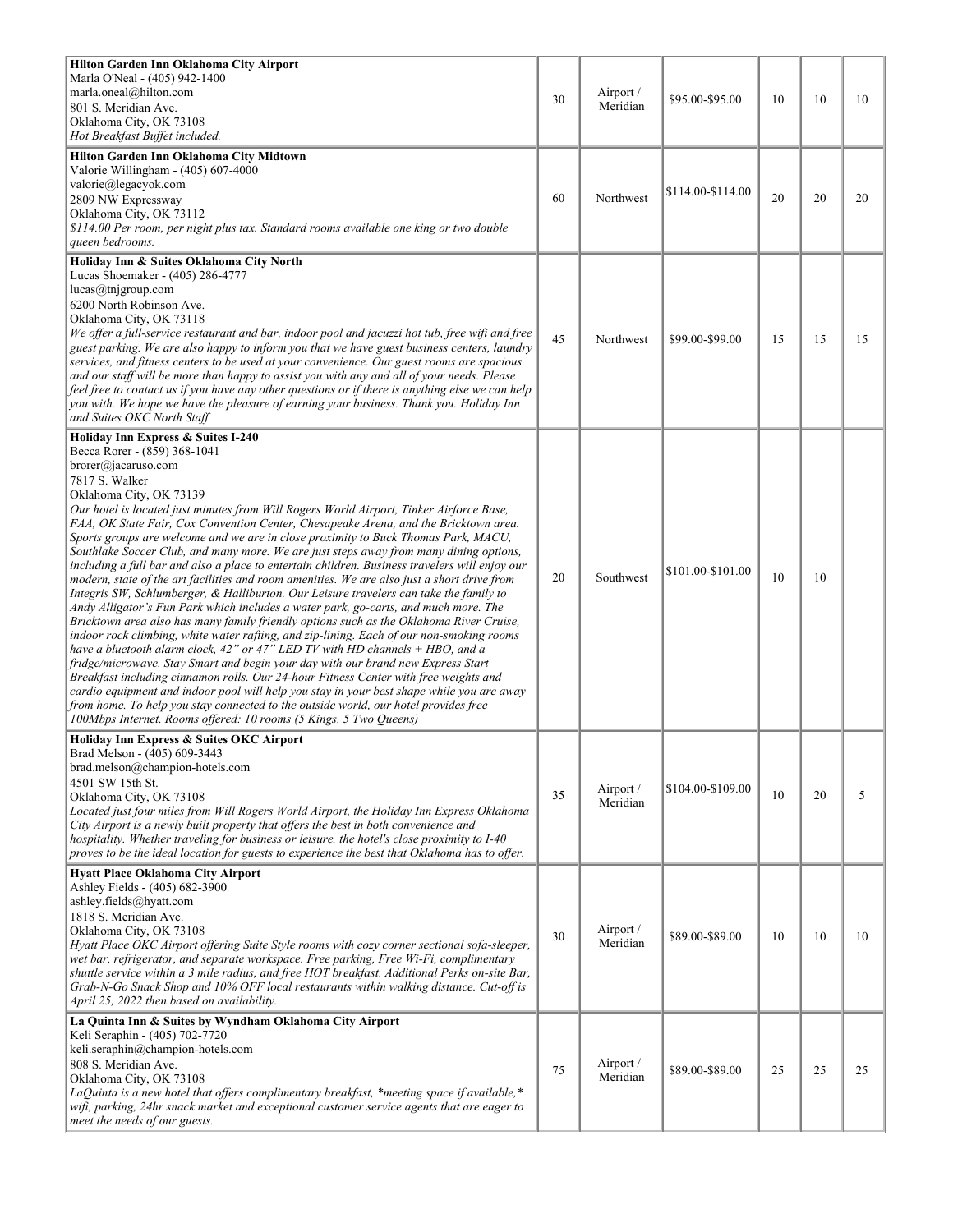| | | | | | | |
|---|---|---|---|---|---|---|
| **Hilton Garden Inn Oklahoma City Airport**<br>Marla O'Neal - (405) 942-1400<br>marla.oneal@hilton.com<br>801 S. Meridian Ave.<br>Oklahoma City, OK 73108<br>*Hot Breakfast Buffet included.* | 30 | Airport / Meridian | \$95.00-\$95.00 | 10 | 10 | 10 |
| **Hilton Garden Inn Oklahoma City Midtown**<br>Valorie Willingham - (405) 607-4000<br>valorie@legacyok.com<br>2809 NW Expressway<br>Oklahoma City, OK 73112<br>*\$114.00 Per room, per night plus tax. Standard rooms available one king or two double queen bedrooms.* | 60 | Northwest | \$114.00-\$114.00 | 20 | 20 | 20 |
| **Holiday Inn & Suites Oklahoma City North**<br>Lucas Shoemaker - (405) 286-4777<br>lucas@tnjgroup.com<br>6200 North Robinson Ave.<br>Oklahoma City, OK 73118<br>*We offer a full-service restaurant and bar, indoor pool and jacuzzi hot tub, free wifi and free guest parking. We are also happy to inform you that we have guest business centers, laundry services, and fitness centers to be used at your convenience. Our guest rooms are spacious and our staff will be more than happy to assist you with any and all of your needs. Please feel free to contact us if you have any other questions or if there is anything else we can help you with. We hope we have the pleasure of earning your business. Thank you. Holiday Inn and Suites OKC North Staff* | 45 | Northwest | \$99.00-\$99.00 | 15 | 15 | 15 |
| **Holiday Inn Express & Suites I-240**<br>Becca Rorer - (859) 368-1041<br>brorer@jacaruso.com<br>7817 S. Walker<br>Oklahoma City, OK 73139<br>*Our hotel is located just minutes from Will Rogers World Airport, Tinker Airforce Base, FAA, OK State Fair, Cox Convention Center, Chesapeake Arena, and the Bricktown area. Sports groups are welcome and we are in close proximity to Buck Thomas Park, MACU, Southlake Soccer Club, and many more. We are just steps away from many dining options, including a full bar and also a place to entertain children. Business travelers will enjoy our modern, state of the art facilities and room amenities. We are also just a short drive from Integris SW, Schlumberger, & Halliburton. Our Leisure travelers can take the family to Andy Alligator's Fun Park which includes a water park, go-carts, and much more. The Bricktown area also has many family friendly options such as the Oklahoma River Cruise, indoor rock climbing, white water rafting, and zip-lining. Each of our non-smoking rooms have a bluetooth alarm clock, 42" or 47" LED TV with HD channels + HBO, and a fridge/microwave. Stay Smart and begin your day with our brand new Express Start Breakfast including cinnamon rolls. Our 24-hour Fitness Center with free weights and cardio equipment and indoor pool will help you stay in your best shape while you are away from home. To help you stay connected to the outside world, our hotel provides free 100Mbps Internet. Rooms offered: 10 rooms (5 Kings, 5 Two Queens)* | 20 | Southwest | \$101.00-\$101.00 | 10 | 10 | |
| **Holiday Inn Express & Suites OKC Airport**<br>Brad Melson - (405) 609-3443<br>brad.melson@champion-hotels.com<br>4501 SW 15th St.<br>Oklahoma City, OK 73108<br>*Located just four miles from Will Rogers World Airport, the Holiday Inn Express Oklahoma City Airport is a newly built property that offers the best in both convenience and hospitality. Whether traveling for business or leisure, the hotel's close proximity to I-40 proves to be the ideal location for guests to experience the best that Oklahoma has to offer.* | 35 | Airport / Meridian | \$104.00-\$109.00 | 10 | 20 | 5 |
| **Hyatt Place Oklahoma City Airport**<br>Ashley Fields - (405) 682-3900<br>ashley.fields@hyatt.com<br>1818 S. Meridian Ave.<br>Oklahoma City, OK 73108<br>*Hyatt Place OKC Airport offering Suite Style rooms with cozy corner sectional sofa-sleeper, wet bar, refrigerator, and separate workspace. Free parking, Free Wi-Fi, complimentary shuttle service within a 3 mile radius, and free HOT breakfast. Additional Perks on-site Bar, Grab-N-Go Snack Shop and 10% OFF local restaurants within walking distance. Cut-off is April 25, 2022 then based on availability.* | 30 | Airport / Meridian | \$89.00-\$89.00 | 10 | 10 | 10 |
| **La Quinta Inn & Suites by Wyndham Oklahoma City Airport**<br>Keli Seraphin - (405) 702-7720<br>keli.seraphin@champion-hotels.com<br>808 S. Meridian Ave.<br>Oklahoma City, OK 73108<br>*LaQuinta is a new hotel that offers complimentary breakfast, \*meeting space if available,\* wifi, parking, 24hr snack market and exceptional customer service agents that are eager to meet the needs of our guests.* | 75 | Airport / Meridian | \$89.00-\$89.00 | 25 | 25 | 25 |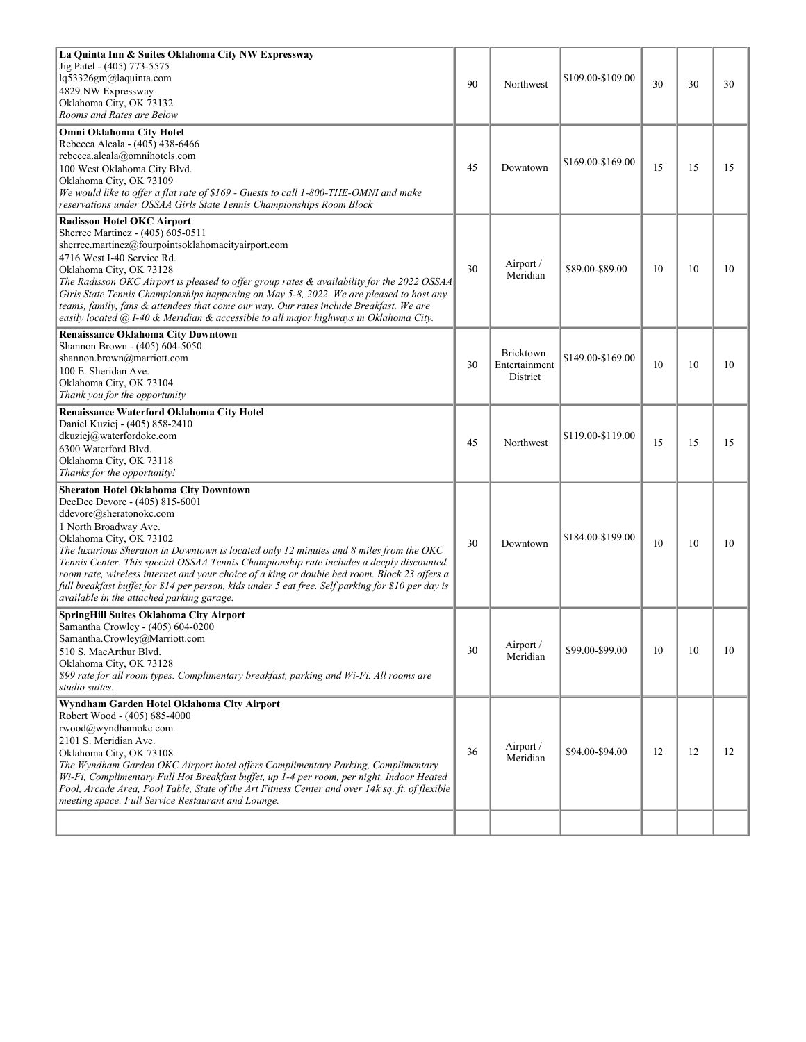| | | | | | | |
|---|---|---|---|---|---|---|
| **La Quinta Inn & Suites Oklahoma City NW Expressway**<br>Jig Patel - (405) 773-5575<br>lq53326gm@laquinta.com<br>4829 NW Expressway<br>Oklahoma City, OK 73132<br>*Rooms and Rates are Below* | 90 | Northwest | \$109.00-\$109.00 | 30 | 30 | 30 |
| **Omni Oklahoma City Hotel**<br>Rebecca Alcala - (405) 438-6466<br>rebecca.alcala@omnihotels.com<br>100 West Oklahoma City Blvd.<br>Oklahoma City, OK 73109<br>*We would like to offer a flat rate of \$169 - Guests to call 1-800-THE-OMNI and make reservations under OSSAA Girls State Tennis Championships Room Block* | 45 | Downtown | \$169.00-\$169.00 | 15 | 15 | 15 |
| **Radisson Hotel OKC Airport**<br>Sherree Martinez - (405) 605-0511<br>sherree.martinez@fourpointsoklahomacityairport.com<br>4716 West I-40 Service Rd.<br>Oklahoma City, OK 73128<br>*The Radisson OKC Airport is pleased to offer group rates & availability for the 2022 OSSAA Girls State Tennis Championships happening on May 5-8, 2022. We are pleased to host any teams, family, fans & attendees that come our way. Our rates include Breakfast. We are easily located @ I-40 & Meridian & accessible to all major highways in Oklahoma City.* | 30 | Airport / Meridian | \$89.00-\$89.00 | 10 | 10 | 10 |
| **Renaissance Oklahoma City Downtown**<br>Shannon Brown - (405) 604-5050<br>shannon.brown@marriott.com<br>100 E. Sheridan Ave.<br>Oklahoma City, OK 73104<br>*Thank you for the opportunity* | 30 | Bricktown Entertainment District | \$149.00-\$169.00 | 10 | 10 | 10 |
| **Renaissance Waterford Oklahoma City Hotel**<br>Daniel Kuziej - (405) 858-2410<br>dkuziej@waterfordokc.com<br>6300 Waterford Blvd.<br>Oklahoma City, OK 73118<br>*Thanks for the opportunity!* | 45 | Northwest | \$119.00-\$119.00 | 15 | 15 | 15 |
| **Sheraton Hotel Oklahoma City Downtown**<br>DeeDee Devore - (405) 815-6001<br>ddevore@sheratonokc.com<br>1 North Broadway Ave.<br>Oklahoma City, OK 73102<br>*The luxurious Sheraton in Downtown is located only 12 minutes and 8 miles from the OKC Tennis Center. This special OSSAA Tennis Championship rate includes a deeply discounted room rate, wireless internet and your choice of a king or double bed room. Block 23 offers a full breakfast buffet for \$14 per person, kids under 5 eat free. Self parking for \$10 per day is available in the attached parking garage.* | 30 | Downtown | \$184.00-\$199.00 | 10 | 10 | 10 |
| **SpringHill Suites Oklahoma City Airport**<br>Samantha Crowley - (405) 604-0200<br>Samantha.Crowley@Marriott.com<br>510 S. MacArthur Blvd.<br>Oklahoma City, OK 73128<br>*\$99 rate for all room types. Complimentary breakfast, parking and Wi-Fi. All rooms are studio suites.* | 30 | Airport / Meridian | \$99.00-\$99.00 | 10 | 10 | 10 |
| **Wyndham Garden Hotel Oklahoma City Airport**<br>Robert Wood - (405) 685-4000<br>rwood@wyndhamokc.com<br>2101 S. Meridian Ave.<br>Oklahoma City, OK 73108<br>*The Wyndham Garden OKC Airport hotel offers Complimentary Parking, Complimentary Wi-Fi, Complimentary Full Hot Breakfast buffet, up 1-4 per room, per night. Indoor Heated Pool, Arcade Area, Pool Table, State of the Art Fitness Center and over 14k sq. ft. of flexible meeting space. Full Service Restaurant and Lounge.* | 36 | Airport / Meridian | \$94.00-\$94.00 | 12 | 12 | 12 |
| | | | | | | |